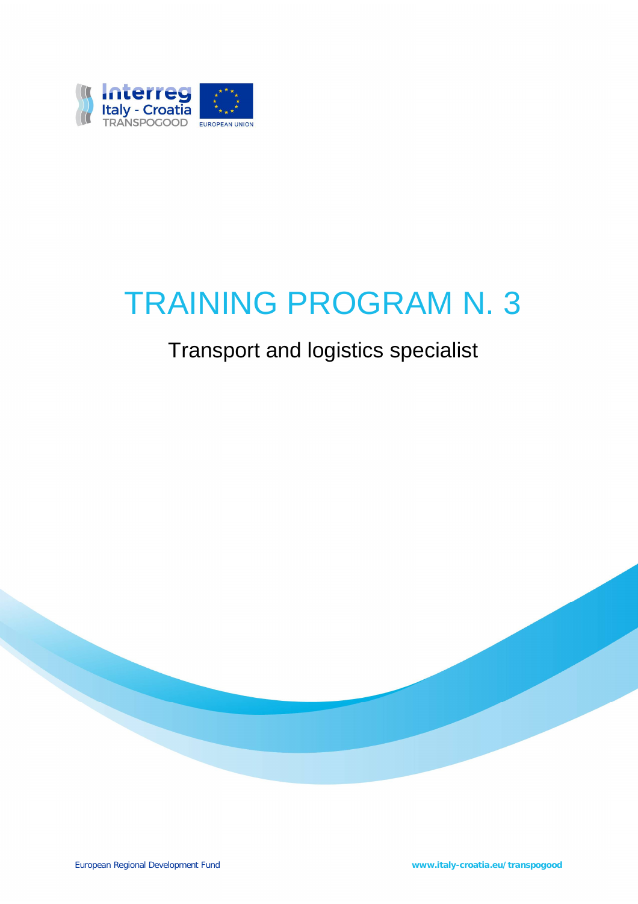# TRAINING PROGRAM N. 3

## Transport and logistics specialist

European Regional Development Fund

www.italy-croatia.eu/transpogood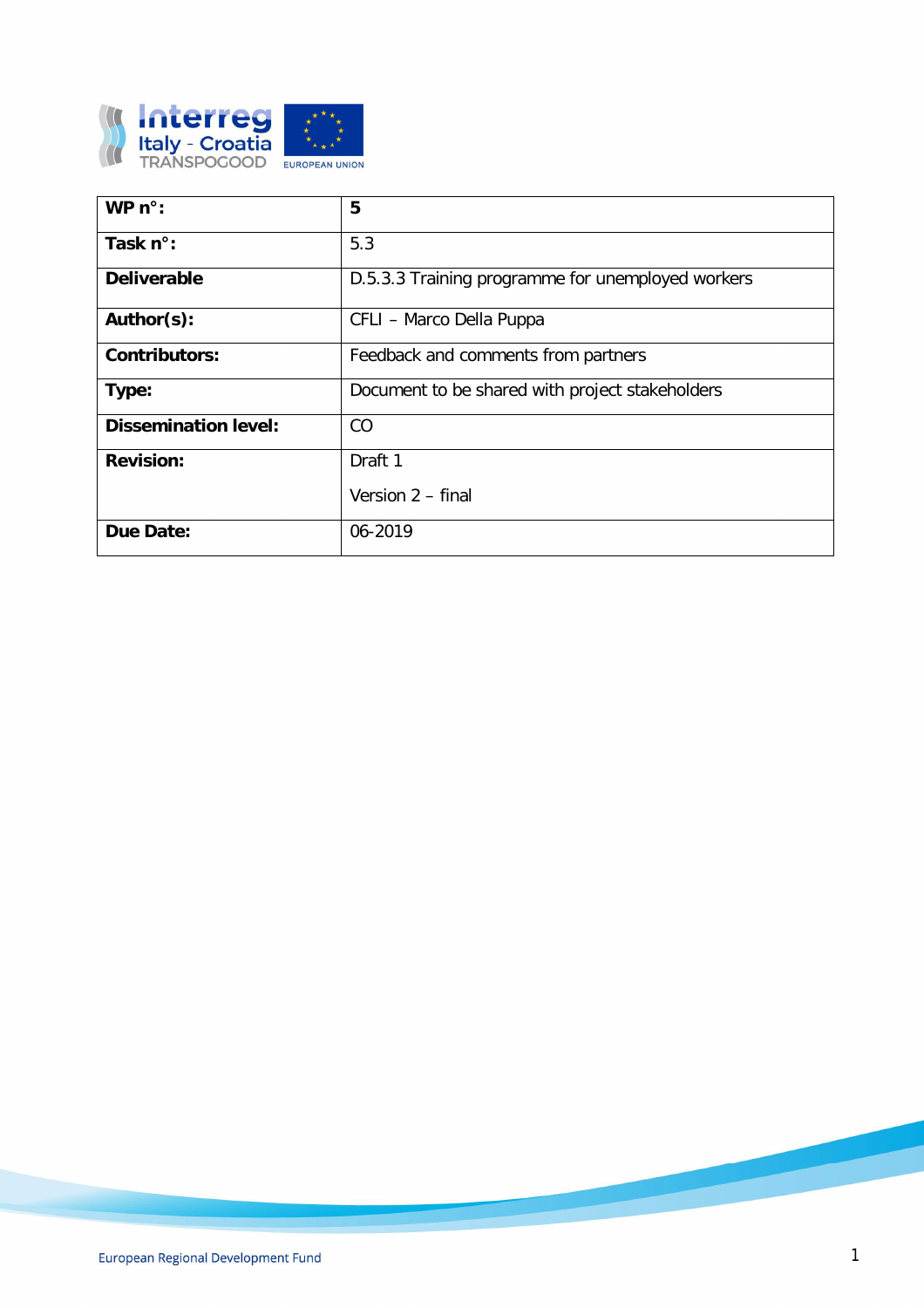| | |
|---|---|
| **WP n°:** | **5** |
| **Task n°:** | 5.3 |
| **Deliverable** | D.5.3.3 Training programme for unemployed workers |
| **Author(s):** | CFLI – Marco Della Puppa |
| **Contributors:** | Feedback and comments from partners |
| **Type:** | Document to be shared with project stakeholders |
| **Dissemination level:** | CO |
| **Revision:** | Draft 1<br><br>Version 2 – final |
| **Due Date:** | 06-2019 |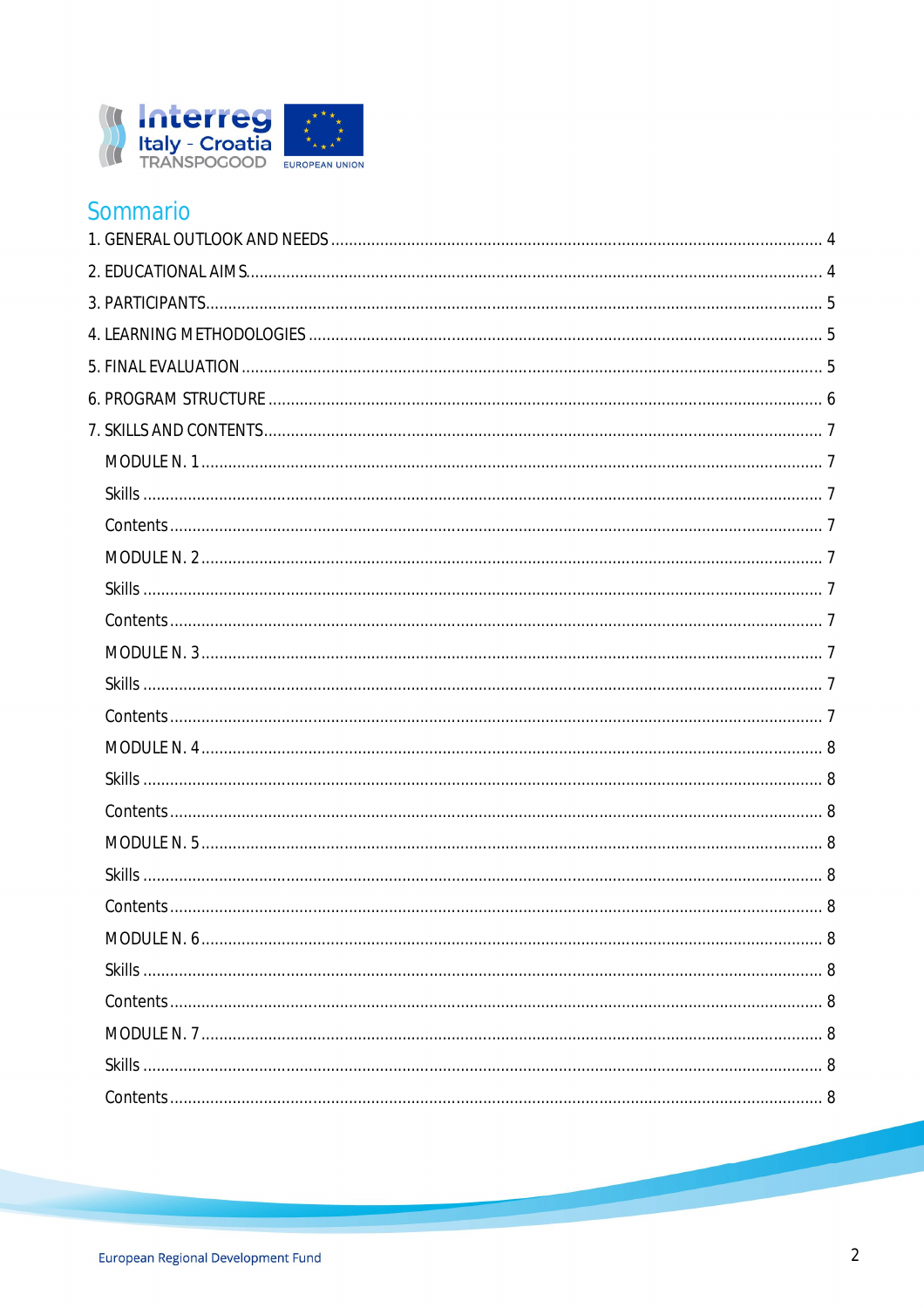# Sommario

1. GENERAL OUTLOOK AND NEEDS ........................................ 4
2. EDUCATIONAL AIMS........................................ 4
3. PARTICIPANTS........................................ 5
4. LEARNING METHODOLOGIES ........................................ 5
5. FINAL EVALUATION ........................................ 5
6. PROGRAM STRUCTURE ........................................ 6
7. SKILLS AND CONTENTS........................................ 7
   - MODULE N. 1 ........................................ 7
   - Skills ........................................ 7
   - Contents........................................ 7
   - MODULE N. 2 ........................................ 7
   - Skills ........................................ 7
   - Contents........................................ 7
   - MODULE N. 3 ........................................ 7
   - Skills ........................................ 7
   - Contents........................................ 7
   - MODULE N. 4 ........................................ 8
   - Skills ........................................ 8
   - Contents........................................ 8
   - MODULE N. 5 ........................................ 8
   - Skills ........................................ 8
   - Contents........................................ 8
   - MODULE N. 6 ........................................ 8
   - Skills ........................................ 8
   - Contents........................................ 8
   - MODULE N. 7 ........................................ 8
   - Skills ........................................ 8
   - Contents........................................ 8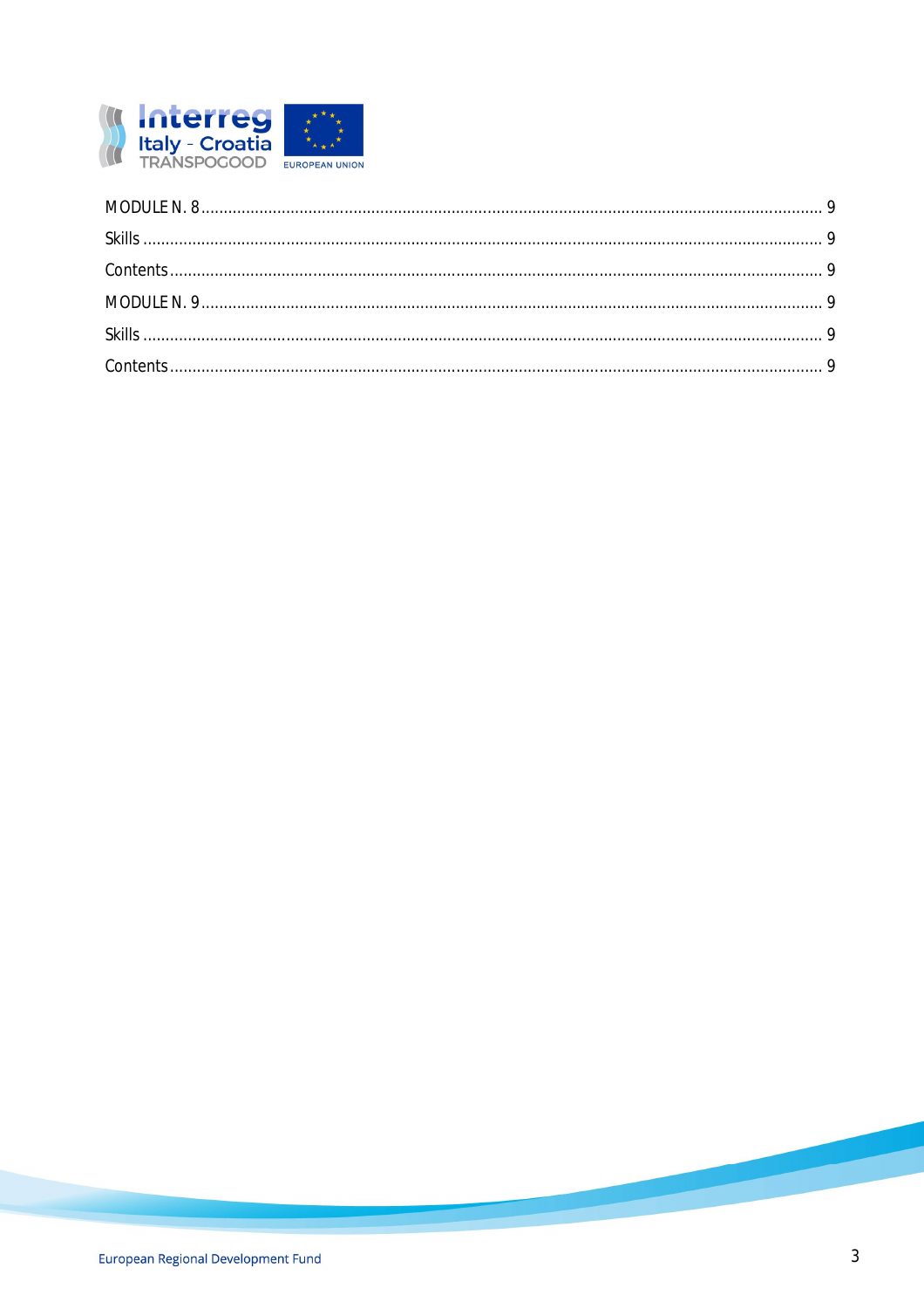MODULE N. 8 .......................................................................................................................... 9

Skills ...................................................................................................................................... 9

Contents ................................................................................................................................ 9

MODULE N. 9 .......................................................................................................................... 9

Skills ...................................................................................................................................... 9

Contents ................................................................................................................................ 9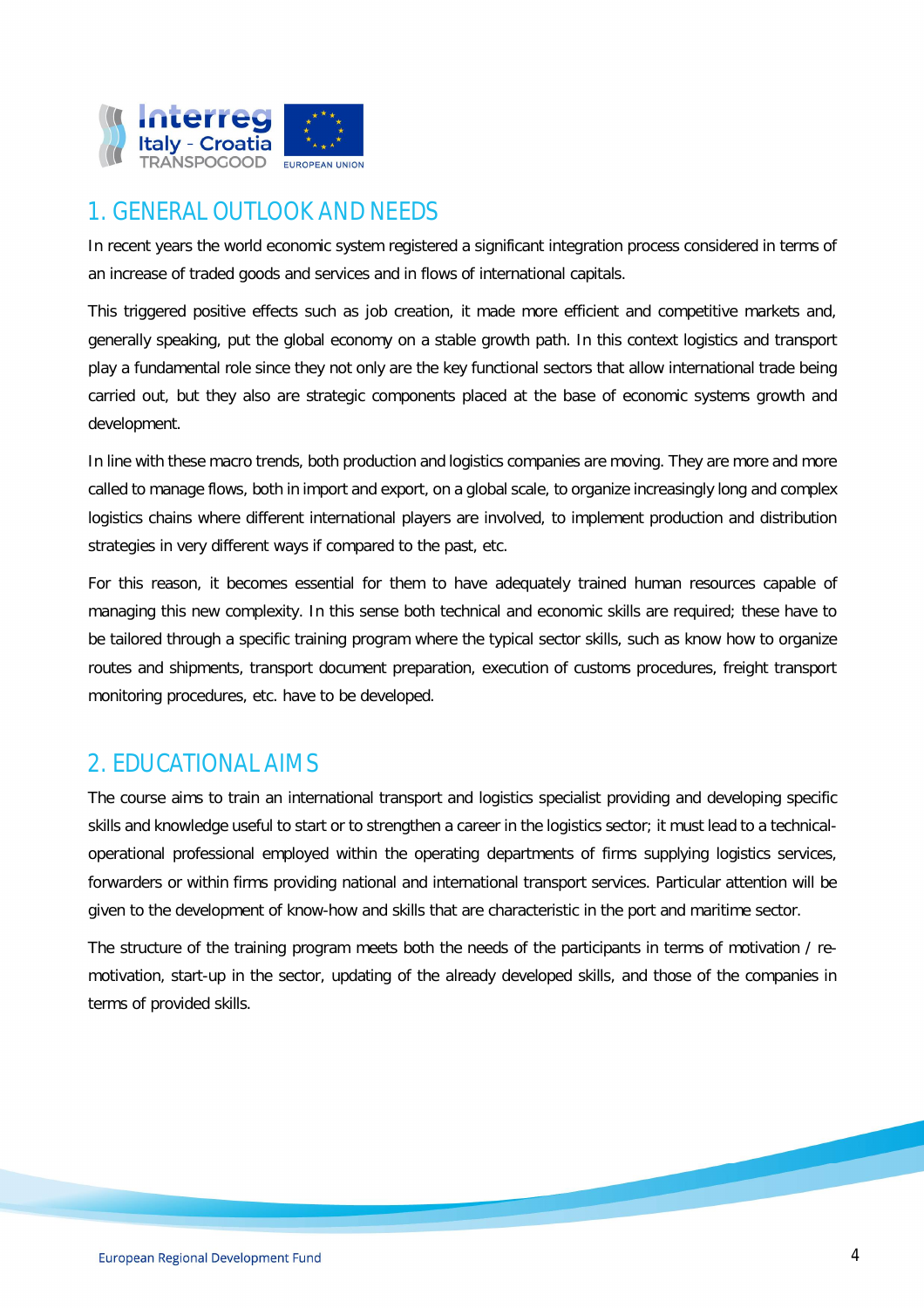## 1. GENERAL OUTLOOK AND NEEDS

In recent years the world economic system registered a significant integration process considered in terms of an increase of traded goods and services and in flows of international capitals.

This triggered positive effects such as job creation, it made more efficient and competitive markets and, generally speaking, put the global economy on a stable growth path. In this context logistics and transport play a fundamental role since they not only are the key functional sectors that allow international trade being carried out, but they also are strategic components placed at the base of economic systems growth and development.

In line with these macro trends, both production and logistics companies are moving. They are more and more called to manage flows, both in import and export, on a global scale, to organize increasingly long and complex logistics chains where different international players are involved, to implement production and distribution strategies in very different ways if compared to the past, etc.

For this reason, it becomes essential for them to have adequately trained human resources capable of managing this new complexity. In this sense both technical and economic skills are required; these have to be tailored through a specific training program where the typical sector skills, such as know how to organize routes and shipments, transport document preparation, execution of customs procedures, freight transport monitoring procedures, etc. have to be developed.

## 2. EDUCATIONAL AIMS

The course aims to train an international transport and logistics specialist providing and developing specific skills and knowledge useful to start or to strengthen a career in the logistics sector; it must lead to a technical-operational professional employed within the operating departments of firms supplying logistics services, forwarders or within firms providing national and international transport services. Particular attention will be given to the development of know-how and skills that are characteristic in the port and maritime sector.

The structure of the training program meets both the needs of the participants in terms of motivation / re-motivation, start-up in the sector, updating of the already developed skills, and those of the companies in terms of provided skills.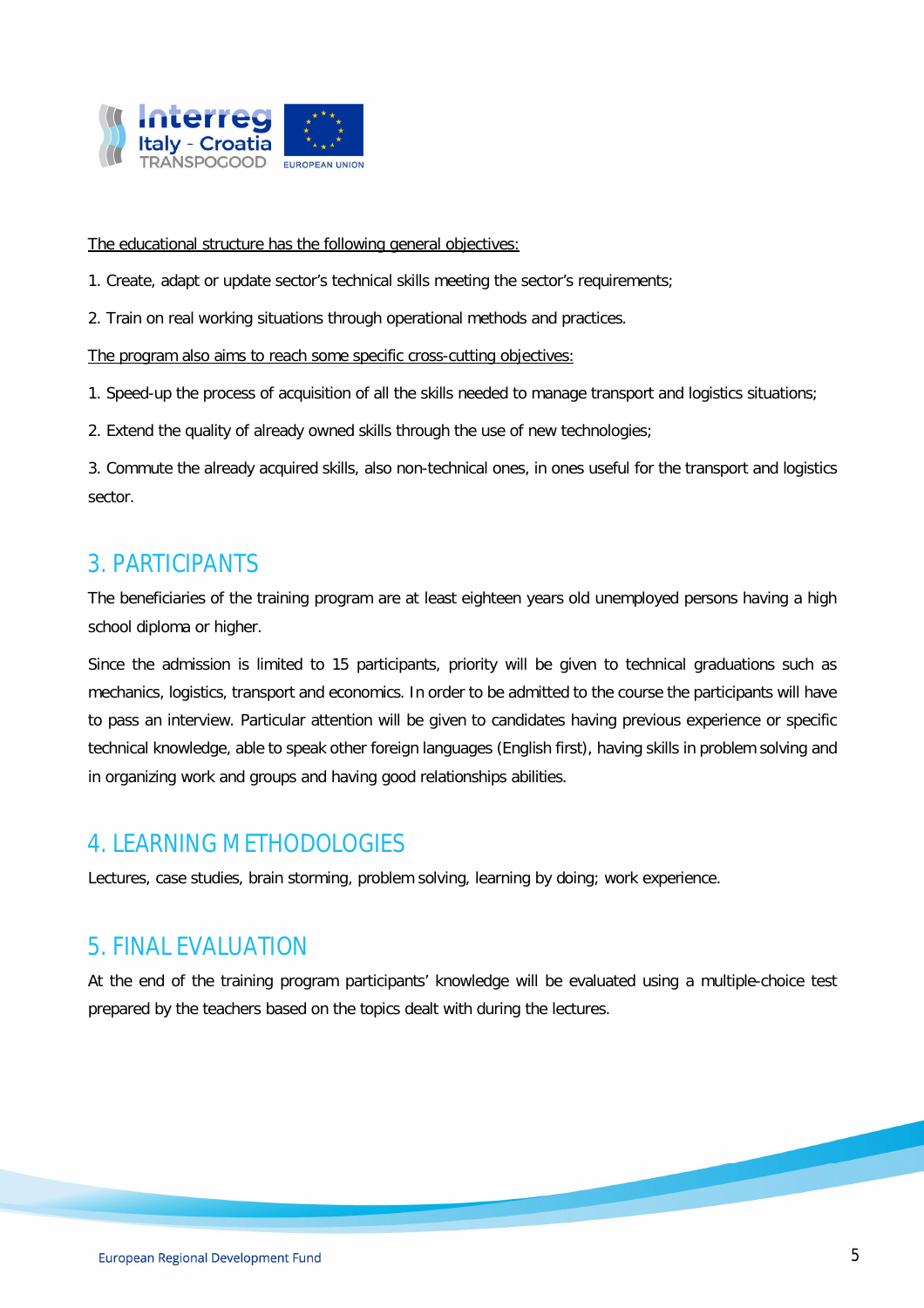The educational structure has the following general objectives:

1. Create, adapt or update sector's technical skills meeting the sector's requirements;
2. Train on real working situations through operational methods and practices.

The program also aims to reach some specific cross-cutting objectives:

1. Speed-up the process of acquisition of all the skills needed to manage transport and logistics situations;
2. Extend the quality of already owned skills through the use of new technologies;
3. Commute the already acquired skills, also non-technical ones, in ones useful for the transport and logistics sector.

## 3. PARTICIPANTS

The beneficiaries of the training program are at least eighteen years old unemployed persons having a high school diploma or higher.

Since the admission is limited to 15 participants, priority will be given to technical graduations such as mechanics, logistics, transport and economics. In order to be admitted to the course the participants will have to pass an interview. Particular attention will be given to candidates having previous experience or specific technical knowledge, able to speak other foreign languages (English first), having skills in problem solving and in organizing work and groups and having good relationships abilities.

## 4. LEARNING METHODOLOGIES

Lectures, case studies, brain storming, problem solving, learning by doing; work experience.

## 5. FINAL EVALUATION

At the end of the training program participants' knowledge will be evaluated using a multiple-choice test prepared by the teachers based on the topics dealt with during the lectures.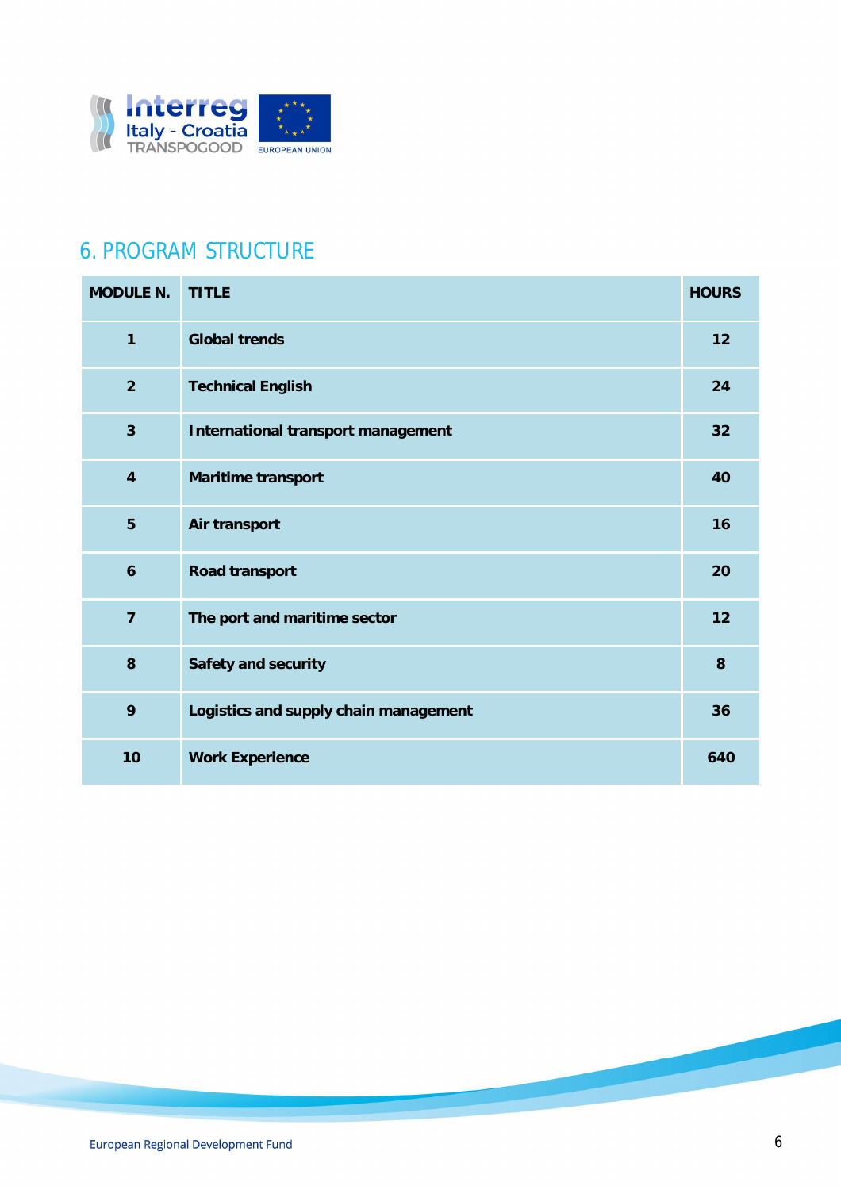## 6. PROGRAM STRUCTURE

| MODULE N. | TITLE | HOURS |
|---|---|---|
| 1 | Global trends | 12 |
| 2 | Technical English | 24 |
| 3 | International transport management | 32 |
| 4 | Maritime transport | 40 |
| 5 | Air transport | 16 |
| 6 | Road transport | 20 |
| 7 | The port and maritime sector | 12 |
| 8 | Safety and security | 8 |
| 9 | Logistics and supply chain management | 36 |
| 10 | Work Experience | 640 |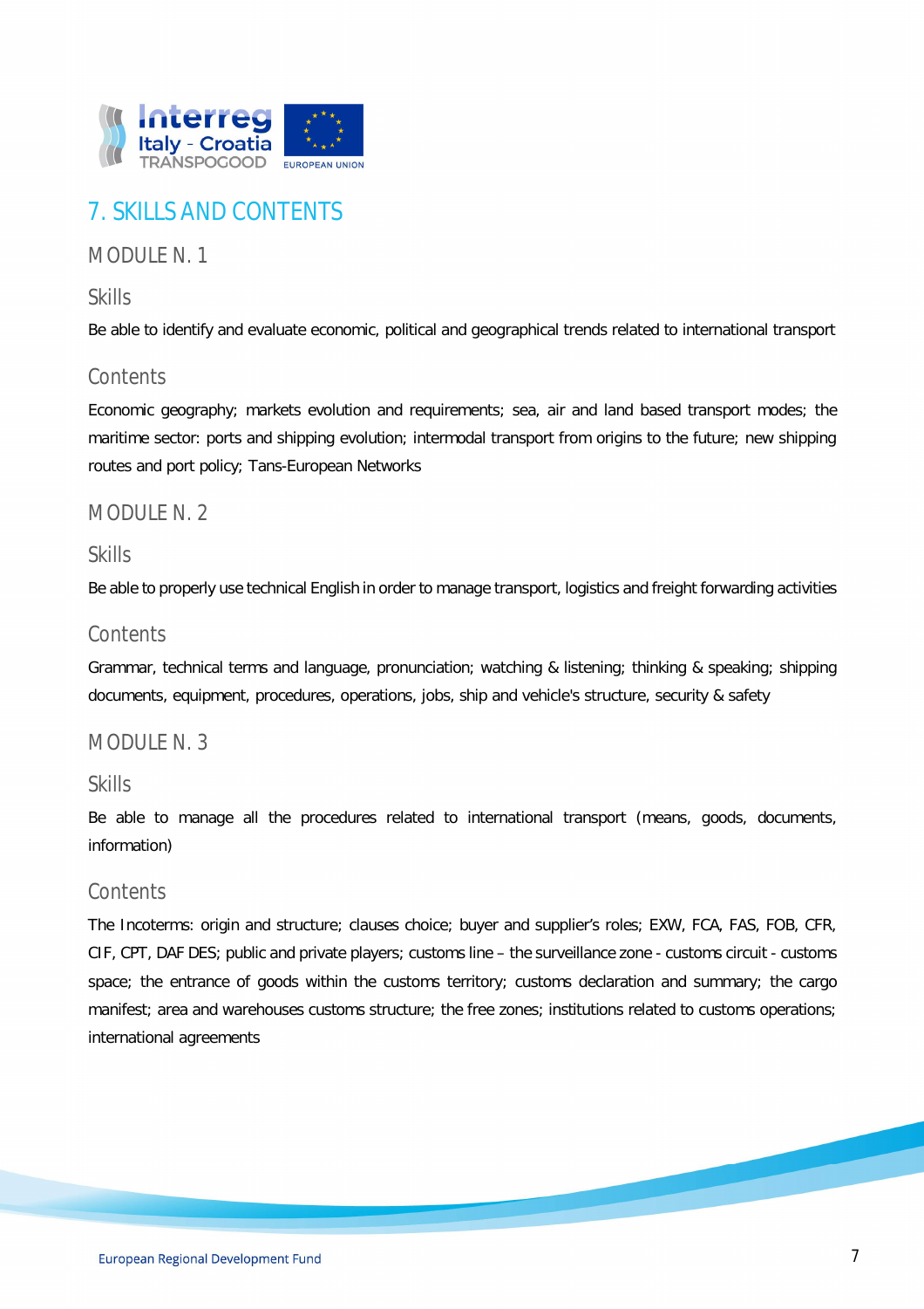# 7. SKILLS AND CONTENTS

## MODULE N. 1

### Skills

Be able to identify and evaluate economic, political and geographical trends related to international transport

### Contents

Economic geography; markets evolution and requirements; sea, air and land based transport modes; the maritime sector: ports and shipping evolution; intermodal transport from origins to the future; new shipping routes and port policy; Tans-European Networks

## MODULE N. 2

### Skills

Be able to properly use technical English in order to manage transport, logistics and freight forwarding activities

### Contents

Grammar, technical terms and language, pronunciation; watching & listening; thinking & speaking; shipping documents, equipment, procedures, operations, jobs, ship and vehicle's structure, security & safety

## MODULE N. 3

### Skills

Be able to manage all the procedures related to international transport (means, goods, documents, information)

### Contents

The Incoterms: origin and structure; clauses choice; buyer and supplier's roles; EXW, FCA, FAS, FOB, CFR, CIF, CPT, DAF DES; public and private players; customs line – the surveillance zone - customs circuit - customs space; the entrance of goods within the customs territory; customs declaration and summary; the cargo manifest; area and warehouses customs structure; the free zones; institutions related to customs operations; international agreements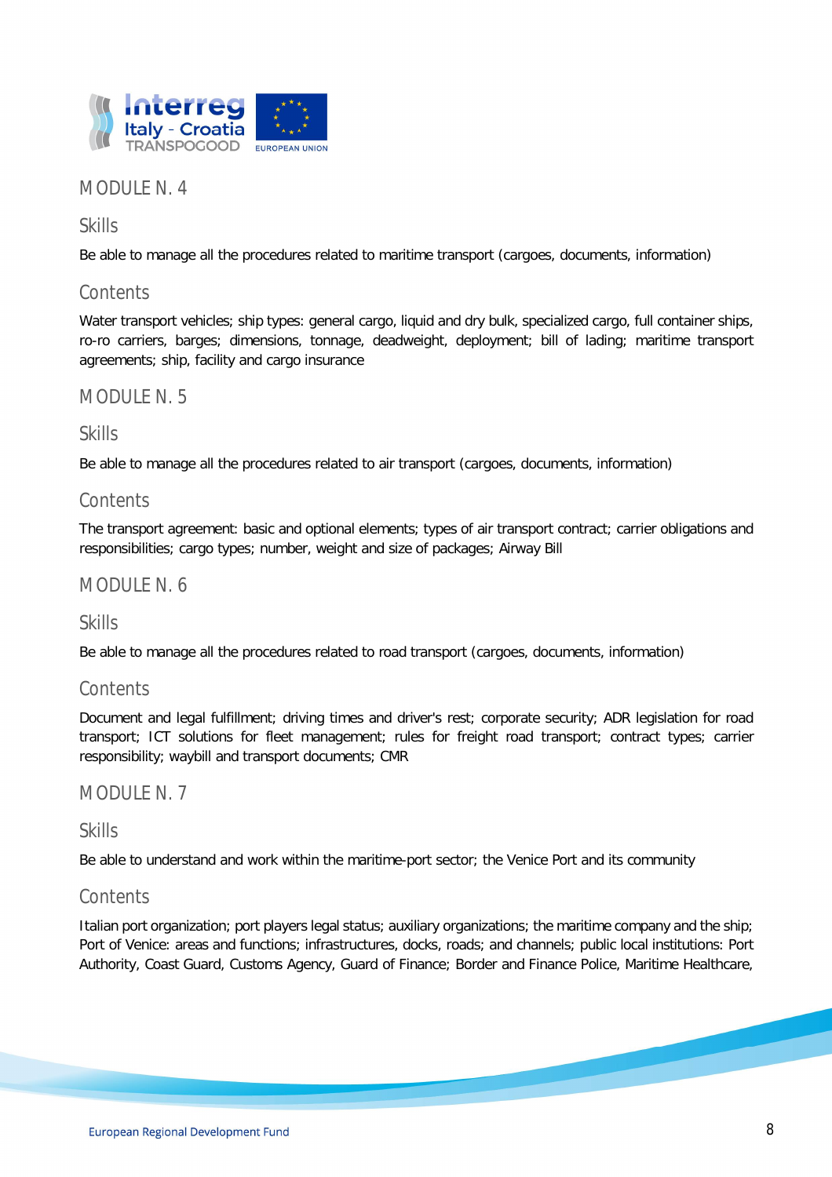## MODULE N. 4

### Skills

Be able to manage all the procedures related to maritime transport (cargoes, documents, information)

### Contents

Water transport vehicles; ship types: general cargo, liquid and dry bulk, specialized cargo, full container ships, ro-ro carriers, barges; dimensions, tonnage, deadweight, deployment; bill of lading; maritime transport agreements; ship, facility and cargo insurance

## MODULE N. 5

### Skills

Be able to manage all the procedures related to air transport (cargoes, documents, information)

### Contents

The transport agreement: basic and optional elements; types of air transport contract; carrier obligations and responsibilities; cargo types; number, weight and size of packages; Airway Bill

## MODULE N. 6

### Skills

Be able to manage all the procedures related to road transport (cargoes, documents, information)

### Contents

Document and legal fulfillment; driving times and driver's rest; corporate security; ADR legislation for road transport; ICT solutions for fleet management; rules for freight road transport; contract types; carrier responsibility; waybill and transport documents; CMR

## MODULE N. 7

### Skills

Be able to understand and work within the maritime-port sector; the Venice Port and its community

### Contents

Italian port organization; port players legal status; auxiliary organizations; the maritime company and the ship; Port of Venice: areas and functions; infrastructures, docks, roads; and channels; public local institutions: Port Authority, Coast Guard, Customs Agency, Guard of Finance; Border and Finance Police, Maritime Healthcare,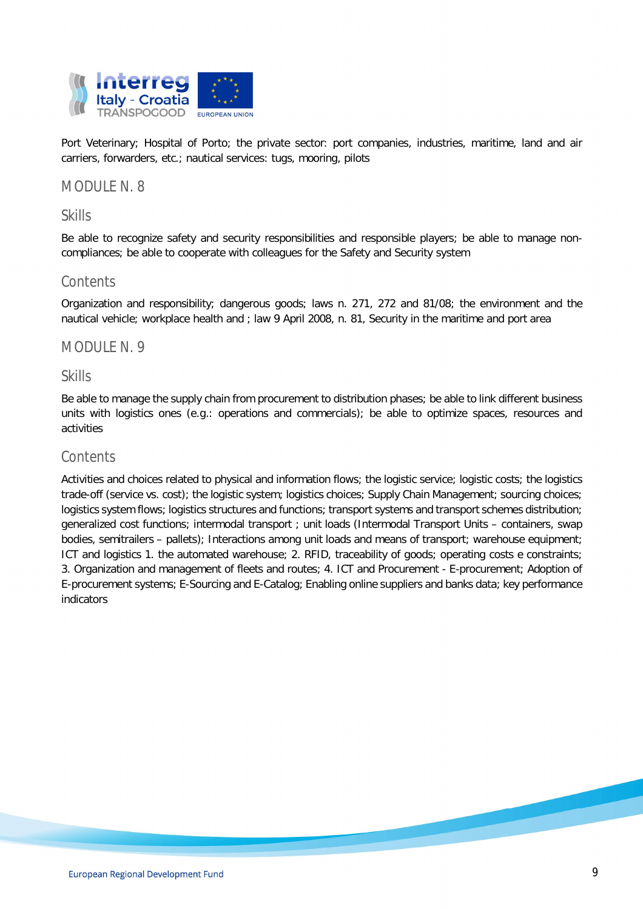Port Veterinary; Hospital of Porto; the private sector: port companies, industries, maritime, land and air carriers, forwarders, etc.; nautical services: tugs, mooring, pilots

## MODULE N. 8

### Skills

Be able to recognize safety and security responsibilities and responsible players; be able to manage non-compliances; be able to cooperate with colleagues for the Safety and Security system

### Contents

Organization and responsibility; dangerous goods; laws n. 271, 272 and 81/08; the environment and the nautical vehicle; workplace health and ; law 9 April 2008, n. 81, Security in the maritime and port area

## MODULE N. 9

### Skills

Be able to manage the supply chain from procurement to distribution phases; be able to link different business units with logistics ones (e.g.: operations and commercials); be able to optimize spaces, resources and activities

### Contents

Activities and choices related to physical and information flows; the logistic service; logistic costs; the logistics trade-off (service vs. cost); the logistic system; logistics choices; Supply Chain Management; sourcing choices; logistics system flows; logistics structures and functions; transport systems and transport schemes distribution; generalized cost functions; intermodal transport ; unit loads (Intermodal Transport Units – containers, swap bodies, semitrailers – pallets); Interactions among unit loads and means of transport; warehouse equipment; ICT and logistics 1. the automated warehouse; 2. RFID, traceability of goods; operating costs e constraints; 3. Organization and management of fleets and routes; 4. ICT and Procurement - E-procurement; Adoption of E-procurement systems; E-Sourcing and E-Catalog; Enabling online suppliers and banks data; key performance indicators